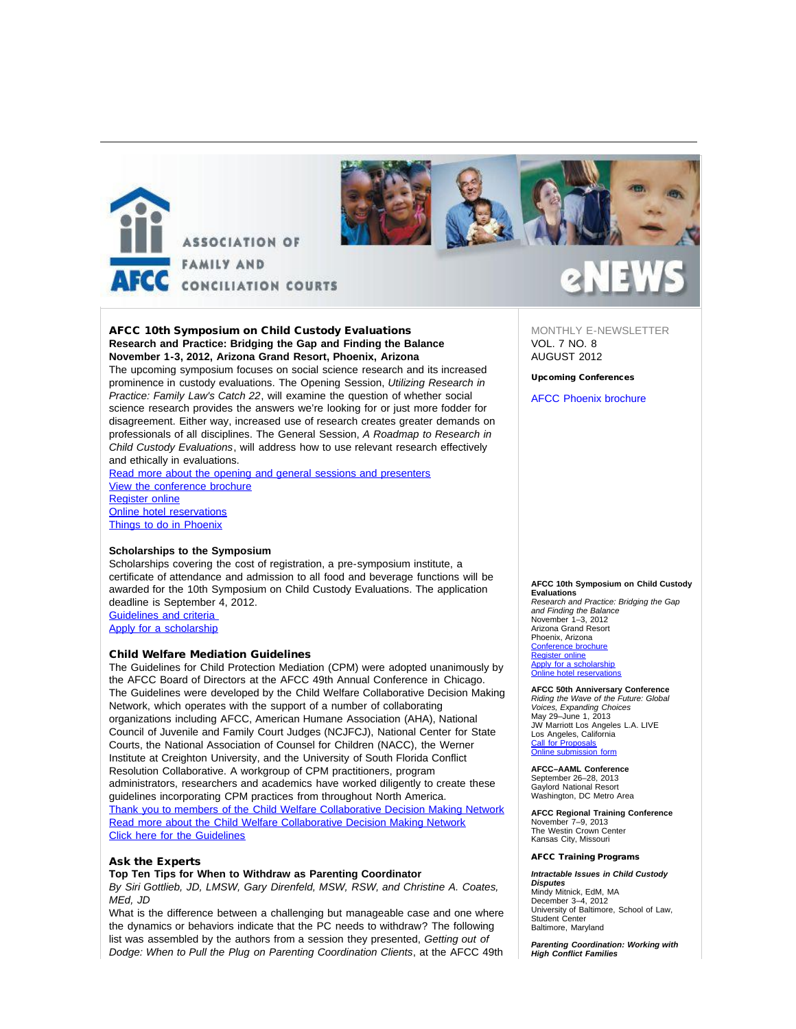ASSOCIATION OF FAMILY AND CONCILIATION COURTS

AFCC

eNEWS

MONTHLY E-NEWSLETTER
VOL. 7 NO. 8
AUGUST 2012

**Upcoming Conferences**

AFCC Phoenix brochure

## AFCC 10th Symposium on Child Custody Evaluations

**Research and Practice: Bridging the Gap and Finding the Balance**
**November 1-3, 2012, Arizona Grand Resort, Phoenix, Arizona**

The upcoming symposium focuses on social science research and its increased prominence in custody evaluations. The Opening Session, *Utilizing Research in Practice: Family Law's Catch 22*, will examine the question of whether social science research provides the answers we're looking for or just more fodder for disagreement. Either way, increased use of research creates greater demands on professionals of all disciplines. The General Session, *A Roadmap to Research in Child Custody Evaluations*, will address how to use relevant research effectively and ethically in evaluations.

Read more about the opening and general sessions and presenters
View the conference brochure
Register online
Online hotel reservations
Things to do in Phoenix

### Scholarships to the Symposium

Scholarships covering the cost of registration, a pre-symposium institute, a certificate of attendance and admission to all food and beverage functions will be awarded for the 10th Symposium on Child Custody Evaluations. The application deadline is September 4, 2012.

Guidelines and criteria
Apply for a scholarship

## Child Welfare Mediation Guidelines

The Guidelines for Child Protection Mediation (CPM) were adopted unanimously by the AFCC Board of Directors at the AFCC 49th Annual Conference in Chicago. The Guidelines were developed by the Child Welfare Collaborative Decision Making Network, which operates with the support of a number of collaborating organizations including AFCC, American Humane Association (AHA), National Council of Juvenile and Family Court Judges (NCJFCJ), National Center for State Courts, the National Association of Counsel for Children (NACC), the Werner Institute at Creighton University, and the University of South Florida Conflict Resolution Collaborative. A workgroup of CPM practitioners, program administrators, researchers and academics have worked diligently to create these guidelines incorporating CPM practices from throughout North America.

Thank you to members of the Child Welfare Collaborative Decision Making Network
Read more about the Child Welfare Collaborative Decision Making Network
Click here for the Guidelines

## Ask the Experts

**Top Ten Tips for When to Withdraw as Parenting Coordinator**
*By Siri Gottlieb, JD, LMSW, Gary Direnfeld, MSW, RSW, and Christine A. Coates, MEd, JD*

What is the difference between a challenging but manageable case and one where the dynamics or behaviors indicate that the PC needs to withdraw? The following list was assembled by the authors from a session they presented, *Getting out of Dodge: When to Pull the Plug on Parenting Coordination Clients*, at the AFCC 49th

**AFCC 10th Symposium on Child Custody Evaluations**
*Research and Practice: Bridging the Gap and Finding the Balance*
November 1–3, 2012
Arizona Grand Resort
Phoenix, Arizona
Conference brochure
Register online
Apply for a scholarship
Online hotel reservations

**AFCC 50th Anniversary Conference**
*Riding the Wave of the Future: Global Voices, Expanding Choices*
May 29–June 1, 2013
JW Marriott Los Angeles L.A. LIVE
Los Angeles, California
Call for Proposals
Online submission form

**AFCC–AAML Conference**
September 26–28, 2013
Gaylord National Resort
Washington, DC Metro Area

**AFCC Regional Training Conference**
November 7–9, 2013
The Westin Crown Center
Kansas City, Missouri

**AFCC Training Programs**

***Intractable Issues in Child Custody Disputes***
Mindy Mitnick, EdM, MA
December 3–4, 2012
University of Baltimore, School of Law, Student Center
Baltimore, Maryland

***Parenting Coordination: Working with High Conflict Families***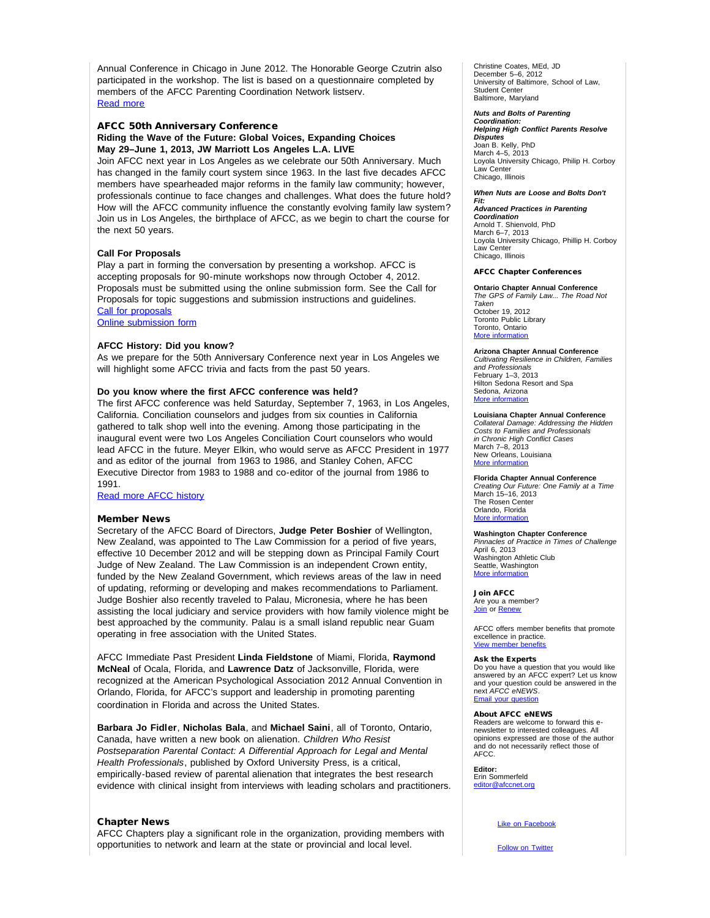Annual Conference in Chicago in June 2012. The Honorable George Czutrin also participated in the workshop. The list is based on a questionnaire completed by members of the AFCC Parenting Coordination Network listserv.
Read more

## AFCC 50th Anniversary Conference

**Riding the Wave of the Future: Global Voices, Expanding Choices**
**May 29–June 1, 2013, JW Marriott Los Angeles L.A. LIVE**

Join AFCC next year in Los Angeles as we celebrate our 50th Anniversary. Much has changed in the family court system since 1963. In the last five decades AFCC members have spearheaded major reforms in the family law community; however, professionals continue to face changes and challenges. What does the future hold? How will the AFCC community influence the constantly evolving family law system? Join us in Los Angeles, the birthplace of AFCC, as we begin to chart the course for the next 50 years.

**Call For Proposals**

Play a part in forming the conversation by presenting a workshop. AFCC is accepting proposals for 90-minute workshops now through October 4, 2012. Proposals must be submitted using the online submission form. See the Call for Proposals for topic suggestions and submission instructions and guidelines.
Call for proposals
Online submission form

**AFCC History: Did you know?**

As we prepare for the 50th Anniversary Conference next year in Los Angeles we will highlight some AFCC trivia and facts from the past 50 years.

**Do you know where the first AFCC conference was held?**

The first AFCC conference was held Saturday, September 7, 1963, in Los Angeles, California. Conciliation counselors and judges from six counties in California gathered to talk shop well into the evening. Among those participating in the inaugural event were two Los Angeles Conciliation Court counselors who would lead AFCC in the future. Meyer Elkin, who would serve as AFCC President in 1977 and as editor of the journal from 1963 to 1986, and Stanley Cohen, AFCC Executive Director from 1983 to 1988 and co-editor of the journal from 1986 to 1991.
Read more AFCC history

## Member News

Secretary of the AFCC Board of Directors, **Judge Peter Boshier** of Wellington, New Zealand, was appointed to The Law Commission for a period of five years, effective 10 December 2012 and will be stepping down as Principal Family Court Judge of New Zealand. The Law Commission is an independent Crown entity, funded by the New Zealand Government, which reviews areas of the law in need of updating, reforming or developing and makes recommendations to Parliament. Judge Boshier also recently traveled to Palau, Micronesia, where he has been assisting the local judiciary and service providers with how family violence might be best approached by the community. Palau is a small island republic near Guam operating in free association with the United States.

AFCC Immediate Past President **Linda Fieldstone** of Miami, Florida, **Raymond McNeal** of Ocala, Florida, and **Lawrence Datz** of Jacksonville, Florida, were recognized at the American Psychological Association 2012 Annual Convention in Orlando, Florida, for AFCC's support and leadership in promoting parenting coordination in Florida and across the United States.

**Barbara Jo Fidler**, **Nicholas Bala**, and **Michael Saini**, all of Toronto, Ontario, Canada, have written a new book on alienation. *Children Who Resist Postseparation Parental Contact: A Differential Approach for Legal and Mental Health Professionals*, published by Oxford University Press, is a critical, empirically-based review of parental alienation that integrates the best research evidence with clinical insight from interviews with leading scholars and practitioners.

## Chapter News

AFCC Chapters play a significant role in the organization, providing members with opportunities to network and learn at the state or provincial and local level.

---

Christine Coates, MEd, JD
December 5–6, 2012
University of Baltimore, School of Law, Student Center
Baltimore, Maryland

***Nuts and Bolts of Parenting Coordination:***
***Helping High Conflict Parents Resolve Disputes***
Joan B. Kelly, PhD
March 4–5, 2013
Loyola University Chicago, Philip H. Corboy Law Center
Chicago, Illinois

***When Nuts are Loose and Bolts Don't Fit:***
***Advanced Practices in Parenting Coordination***
Arnold T. Shienvold, PhD
March 6–7, 2013
Loyola University Chicago, Phillip H. Corboy Law Center
Chicago, Illinois

### AFCC Chapter Conferences

**Ontario Chapter Annual Conference**
*The GPS of Family Law... The Road Not Taken*
October 19, 2012
Toronto Public Library
Toronto, Ontario
More information

**Arizona Chapter Annual Conference**
*Cultivating Resilience in Children, Families and Professionals*
February 1–3, 2013
Hilton Sedona Resort and Spa
Sedona, Arizona
More information

**Louisiana Chapter Annual Conference**
*Collateral Damage: Addressing the Hidden Costs to Families and Professionals in Chronic High Conflict Cases*
March 7–8, 2013
New Orleans, Louisiana
More information

**Florida Chapter Annual Conference**
*Creating Our Future: One Family at a Time*
March 15–16, 2013
The Rosen Center
Orlando, Florida
More information

**Washington Chapter Conference**
*Pinnacles of Practice in Times of Challenge*
April 6, 2013
Washington Athletic Club
Seattle, Washington
More information

### Join AFCC

Are you a member?
Join or Renew

AFCC offers member benefits that promote excellence in practice.
View member benefits

### Ask the Experts

Do you have a question that you would like answered by an AFCC expert? Let us know and your question could be answered in the next *AFCC eNEWS*.
Email your question

### About AFCC eNEWS

Readers are welcome to forward this e-newsletter to interested colleagues. All opinions expressed are those of the author and do not necessarily reflect those of AFCC.

**Editor:**
Erin Sommerfeld
editor@afccnet.org

Like on Facebook

Follow on Twitter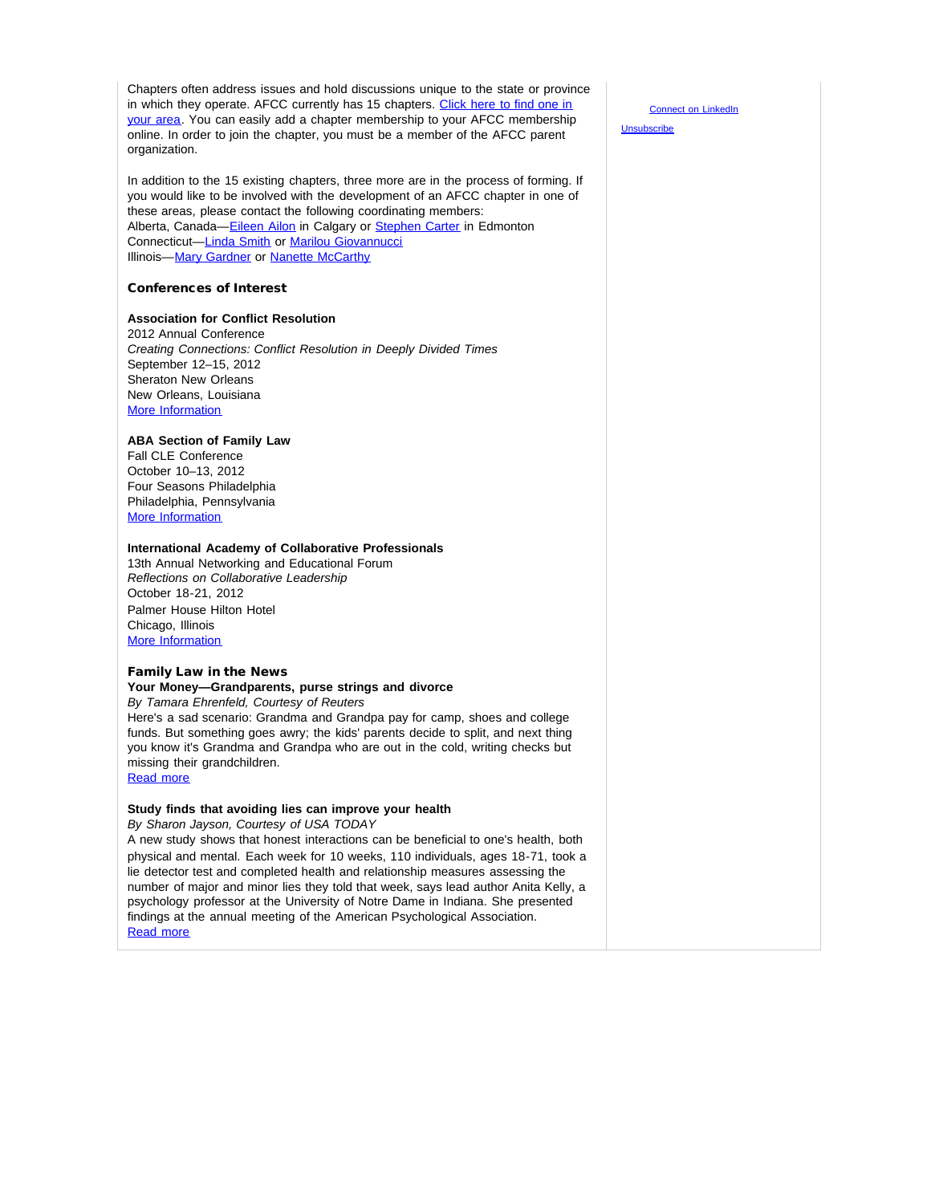Chapters often address issues and hold discussions unique to the state or province in which they operate. AFCC currently has 15 chapters. Click here to find one in your area. You can easily add a chapter membership to your AFCC membership online. In order to join the chapter, you must be a member of the AFCC parent organization.

In addition to the 15 existing chapters, three more are in the process of forming. If you would like to be involved with the development of an AFCC chapter in one of these areas, please contact the following coordinating members:
Alberta, Canada—Eileen Ailon in Calgary or Stephen Carter in Edmonton
Connecticut—Linda Smith or Marilou Giovannucci
Illinois—Mary Gardner or Nanette McCarthy

### Conferences of Interest

**Association for Conflict Resolution**
2012 Annual Conference
*Creating Connections: Conflict Resolution in Deeply Divided Times*
September 12–15, 2012
Sheraton New Orleans
New Orleans, Louisiana
More Information

**ABA Section of Family Law**
Fall CLE Conference
October 10–13, 2012
Four Seasons Philadelphia
Philadelphia, Pennsylvania
More Information

**International Academy of Collaborative Professionals**
13th Annual Networking and Educational Forum
*Reflections on Collaborative Leadership*
October 18-21, 2012
Palmer House Hilton Hotel
Chicago, Illinois
More Information

### Family Law in the News

**Your Money—Grandparents, purse strings and divorce**
*By Tamara Ehrenfeld, Courtesy of Reuters*
Here's a sad scenario: Grandma and Grandpa pay for camp, shoes and college funds. But something goes awry; the kids' parents decide to split, and next thing you know it's Grandma and Grandpa who are out in the cold, writing checks but missing their grandchildren.
Read more

**Study finds that avoiding lies can improve your health**
*By Sharon Jayson, Courtesy of USA TODAY*
A new study shows that honest interactions can be beneficial to one's health, both physical and mental. Each week for 10 weeks, 110 individuals, ages 18-71, took a lie detector test and completed health and relationship measures assessing the number of major and minor lies they told that week, says lead author Anita Kelly, a psychology professor at the University of Notre Dame in Indiana. She presented findings at the annual meeting of the American Psychological Association.
Read more

Connect on LinkedIn

Unsubscribe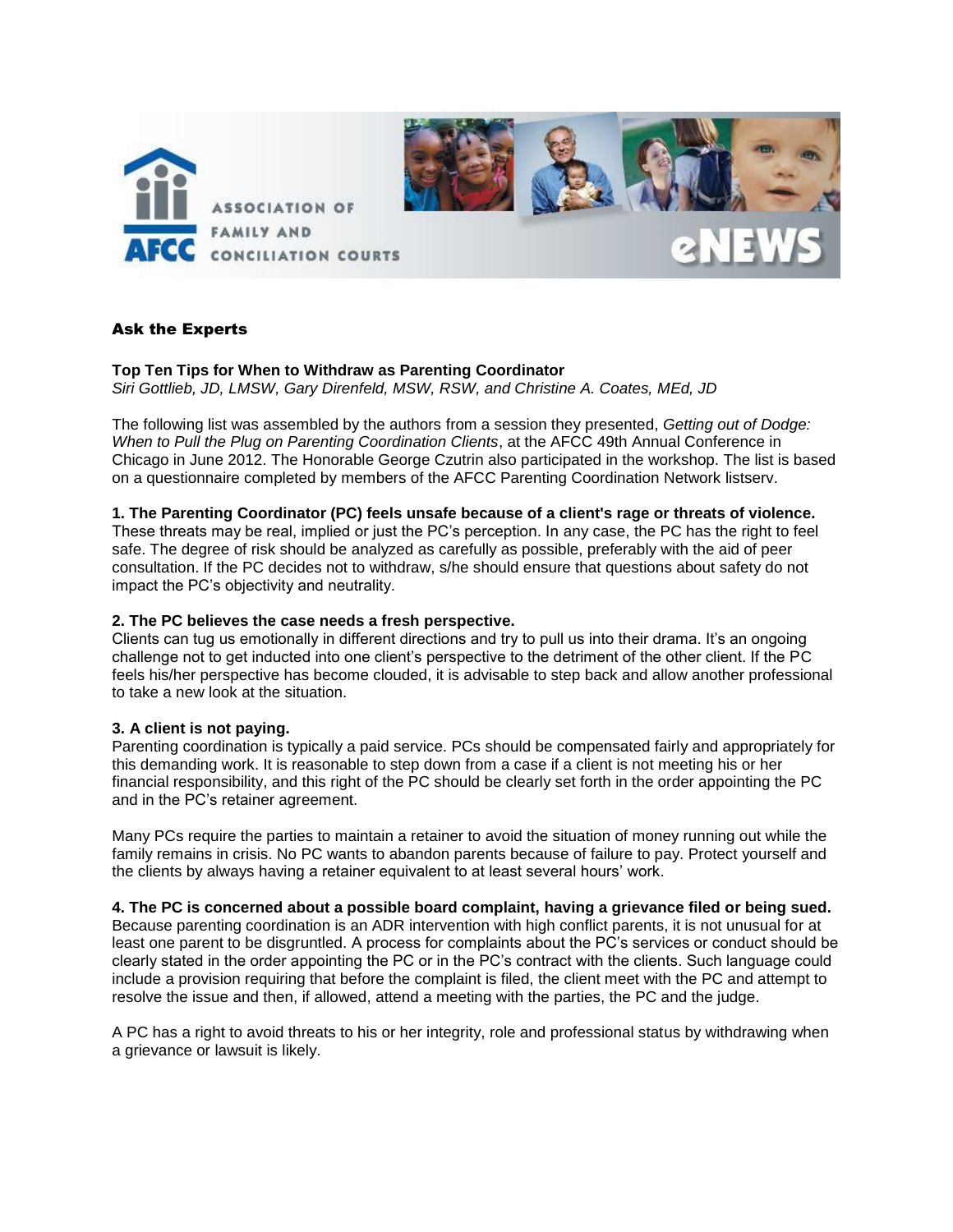## Ask the Experts

### Top Ten Tips for When to Withdraw as Parenting Coordinator

*Siri Gottlieb, JD, LMSW, Gary Direnfeld, MSW, RSW, and Christine A. Coates, MEd, JD*

The following list was assembled by the authors from a session they presented, *Getting out of Dodge: When to Pull the Plug on Parenting Coordination Clients*, at the AFCC 49th Annual Conference in Chicago in June 2012. The Honorable George Czutrin also participated in the workshop. The list is based on a questionnaire completed by members of the AFCC Parenting Coordination Network listserv.

**1. The Parenting Coordinator (PC) feels unsafe because of a client's rage or threats of violence.**
These threats may be real, implied or just the PC's perception. In any case, the PC has the right to feel safe. The degree of risk should be analyzed as carefully as possible, preferably with the aid of peer consultation. If the PC decides not to withdraw, s/he should ensure that questions about safety do not impact the PC's objectivity and neutrality.

**2. The PC believes the case needs a fresh perspective.**
Clients can tug us emotionally in different directions and try to pull us into their drama. It's an ongoing challenge not to get inducted into one client's perspective to the detriment of the other client. If the PC feels his/her perspective has become clouded, it is advisable to step back and allow another professional to take a new look at the situation.

**3. A client is not paying.**
Parenting coordination is typically a paid service. PCs should be compensated fairly and appropriately for this demanding work. It is reasonable to step down from a case if a client is not meeting his or her financial responsibility, and this right of the PC should be clearly set forth in the order appointing the PC and in the PC's retainer agreement.

Many PCs require the parties to maintain a retainer to avoid the situation of money running out while the family remains in crisis. No PC wants to abandon parents because of failure to pay. Protect yourself and the clients by always having a retainer equivalent to at least several hours' work.

**4. The PC is concerned about a possible board complaint, having a grievance filed or being sued.**
Because parenting coordination is an ADR intervention with high conflict parents, it is not unusual for at least one parent to be disgruntled. A process for complaints about the PC's services or conduct should be clearly stated in the order appointing the PC or in the PC's contract with the clients. Such language could include a provision requiring that before the complaint is filed, the client meet with the PC and attempt to resolve the issue and then, if allowed, attend a meeting with the parties, the PC and the judge.

A PC has a right to avoid threats to his or her integrity, role and professional status by withdrawing when a grievance or lawsuit is likely.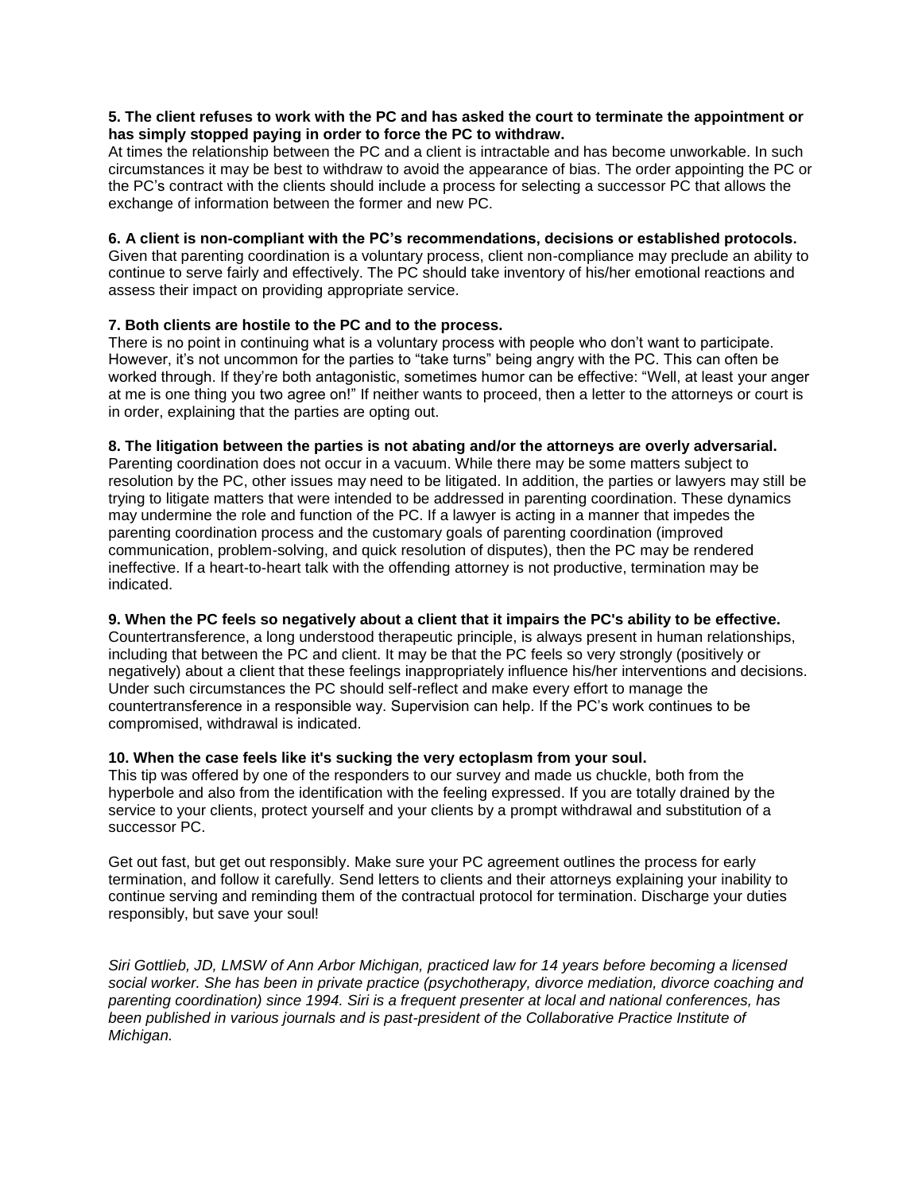**5. The client refuses to work with the PC and has asked the court to terminate the appointment or has simply stopped paying in order to force the PC to withdraw.**
At times the relationship between the PC and a client is intractable and has become unworkable. In such circumstances it may be best to withdraw to avoid the appearance of bias. The order appointing the PC or the PC's contract with the clients should include a process for selecting a successor PC that allows the exchange of information between the former and new PC.

**6. A client is non-compliant with the PC's recommendations, decisions or established protocols.**
Given that parenting coordination is a voluntary process, client non-compliance may preclude an ability to continue to serve fairly and effectively. The PC should take inventory of his/her emotional reactions and assess their impact on providing appropriate service.

**7. Both clients are hostile to the PC and to the process.**
There is no point in continuing what is a voluntary process with people who don't want to participate. However, it's not uncommon for the parties to "take turns" being angry with the PC. This can often be worked through. If they're both antagonistic, sometimes humor can be effective: "Well, at least your anger at me is one thing you two agree on!" If neither wants to proceed, then a letter to the attorneys or court is in order, explaining that the parties are opting out.

**8. The litigation between the parties is not abating and/or the attorneys are overly adversarial.**
Parenting coordination does not occur in a vacuum. While there may be some matters subject to resolution by the PC, other issues may need to be litigated. In addition, the parties or lawyers may still be trying to litigate matters that were intended to be addressed in parenting coordination. These dynamics may undermine the role and function of the PC. If a lawyer is acting in a manner that impedes the parenting coordination process and the customary goals of parenting coordination (improved communication, problem-solving, and quick resolution of disputes), then the PC may be rendered ineffective. If a heart-to-heart talk with the offending attorney is not productive, termination may be indicated.

**9. When the PC feels so negatively about a client that it impairs the PC's ability to be effective.**
Countertransference, a long understood therapeutic principle, is always present in human relationships, including that between the PC and client. It may be that the PC feels so very strongly (positively or negatively) about a client that these feelings inappropriately influence his/her interventions and decisions. Under such circumstances the PC should self-reflect and make every effort to manage the countertransference in a responsible way. Supervision can help. If the PC's work continues to be compromised, withdrawal is indicated.

**10. When the case feels like it's sucking the very ectoplasm from your soul.**
This tip was offered by one of the responders to our survey and made us chuckle, both from the hyperbole and also from the identification with the feeling expressed. If you are totally drained by the service to your clients, protect yourself and your clients by a prompt withdrawal and substitution of a successor PC.

Get out fast, but get out responsibly. Make sure your PC agreement outlines the process for early termination, and follow it carefully. Send letters to clients and their attorneys explaining your inability to continue serving and reminding them of the contractual protocol for termination. Discharge your duties responsibly, but save your soul!

*Siri Gottlieb, JD, LMSW of Ann Arbor Michigan, practiced law for 14 years before becoming a licensed social worker. She has been in private practice (psychotherapy, divorce mediation, divorce coaching and parenting coordination) since 1994. Siri is a frequent presenter at local and national conferences, has been published in various journals and is past-president of the Collaborative Practice Institute of Michigan.*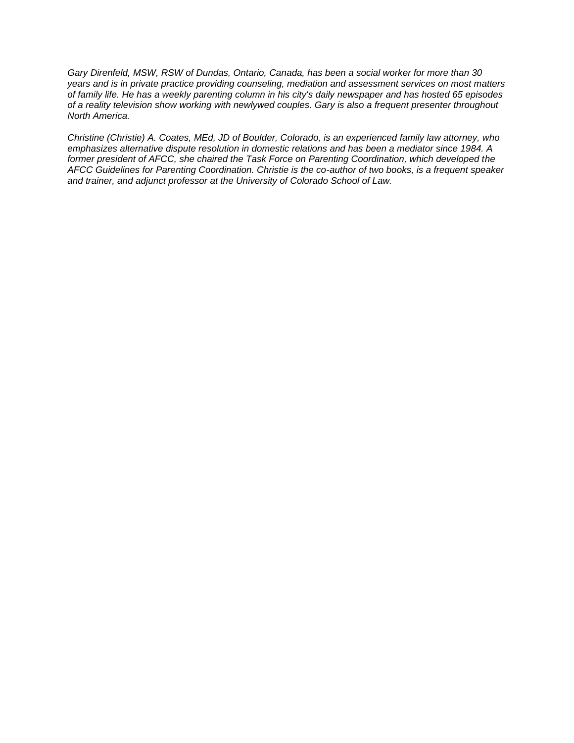*Gary Direnfeld, MSW, RSW of Dundas, Ontario, Canada, has been a social worker for more than 30 years and is in private practice providing counseling, mediation and assessment services on most matters of family life. He has a weekly parenting column in his city's daily newspaper and has hosted 65 episodes of a reality television show working with newlywed couples. Gary is also a frequent presenter throughout North America.*

*Christine (Christie) A. Coates, MEd, JD of Boulder, Colorado, is an experienced family law attorney, who emphasizes alternative dispute resolution in domestic relations and has been a mediator since 1984. A former president of AFCC, she chaired the Task Force on Parenting Coordination, which developed the AFCC Guidelines for Parenting Coordination. Christie is the co-author of two books, is a frequent speaker and trainer, and adjunct professor at the University of Colorado School of Law.*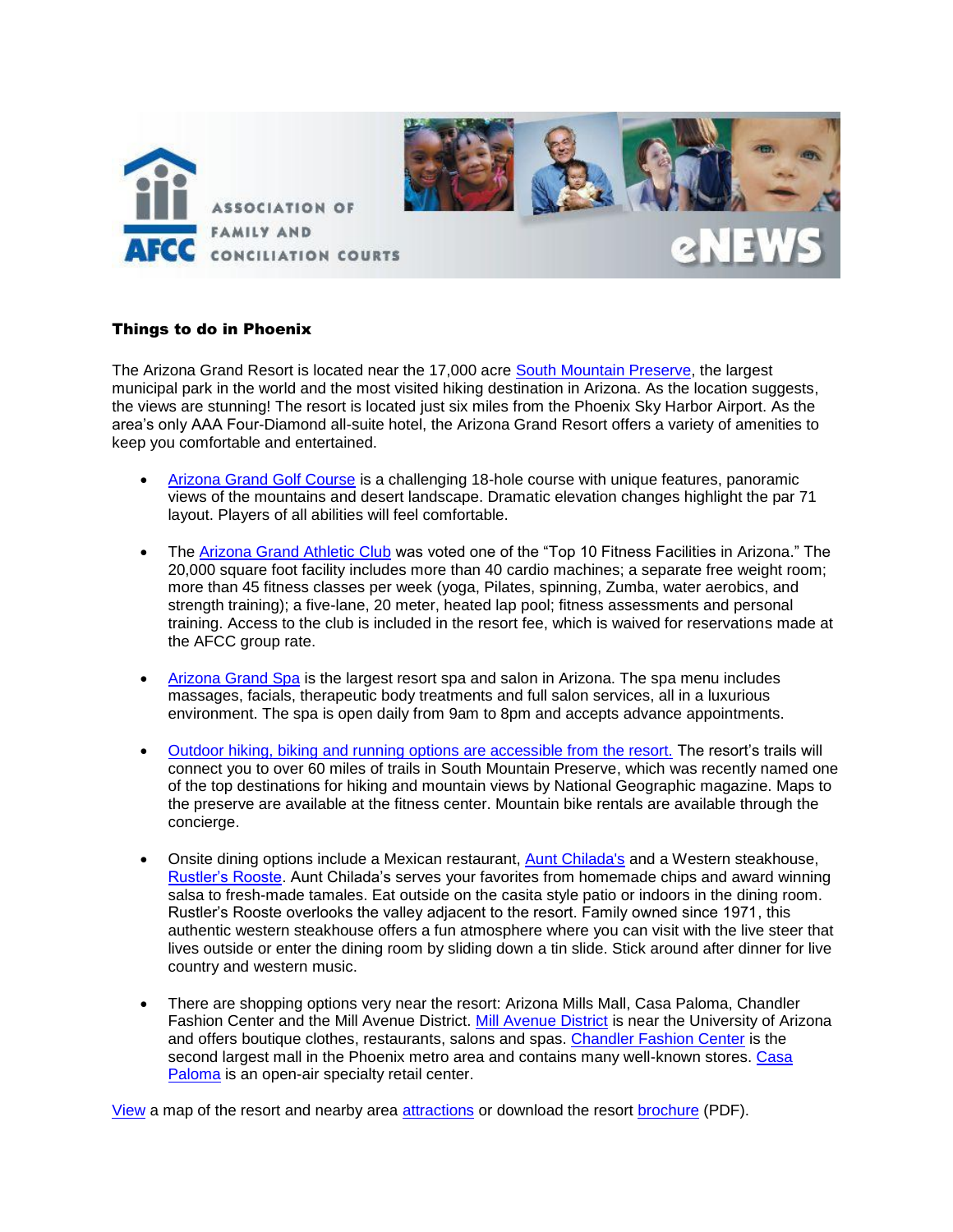### Things to do in Phoenix

The Arizona Grand Resort is located near the 17,000 acre South Mountain Preserve, the largest municipal park in the world and the most visited hiking destination in Arizona. As the location suggests, the views are stunning! The resort is located just six miles from the Phoenix Sky Harbor Airport. As the area's only AAA Four-Diamond all-suite hotel, the Arizona Grand Resort offers a variety of amenities to keep you comfortable and entertained.

- Arizona Grand Golf Course is a challenging 18-hole course with unique features, panoramic views of the mountains and desert landscape. Dramatic elevation changes highlight the par 71 layout. Players of all abilities will feel comfortable.

- The Arizona Grand Athletic Club was voted one of the "Top 10 Fitness Facilities in Arizona." The 20,000 square foot facility includes more than 40 cardio machines; a separate free weight room; more than 45 fitness classes per week (yoga, Pilates, spinning, Zumba, water aerobics, and strength training); a five-lane, 20 meter, heated lap pool; fitness assessments and personal training. Access to the club is included in the resort fee, which is waived for reservations made at the AFCC group rate.

- Arizona Grand Spa is the largest resort spa and salon in Arizona. The spa menu includes massages, facials, therapeutic body treatments and full salon services, all in a luxurious environment. The spa is open daily from 9am to 8pm and accepts advance appointments.

- Outdoor hiking, biking and running options are accessible from the resort. The resort's trails will connect you to over 60 miles of trails in South Mountain Preserve, which was recently named one of the top destinations for hiking and mountain views by National Geographic magazine. Maps to the preserve are available at the fitness center. Mountain bike rentals are available through the concierge.

- Onsite dining options include a Mexican restaurant, Aunt Chilada's and a Western steakhouse, Rustler's Rooste. Aunt Chilada's serves your favorites from homemade chips and award winning salsa to fresh-made tamales. Eat outside on the casita style patio or indoors in the dining room. Rustler's Rooste overlooks the valley adjacent to the resort. Family owned since 1971, this authentic western steakhouse offers a fun atmosphere where you can visit with the live steer that lives outside or enter the dining room by sliding down a tin slide. Stick around after dinner for live country and western music.

- There are shopping options very near the resort: Arizona Mills Mall, Casa Paloma, Chandler Fashion Center and the Mill Avenue District. Mill Avenue District is near the University of Arizona and offers boutique clothes, restaurants, salons and spas. Chandler Fashion Center is the second largest mall in the Phoenix metro area and contains many well-known stores. Casa Paloma is an open-air specialty retail center.

View a map of the resort and nearby area attractions or download the resort brochure (PDF).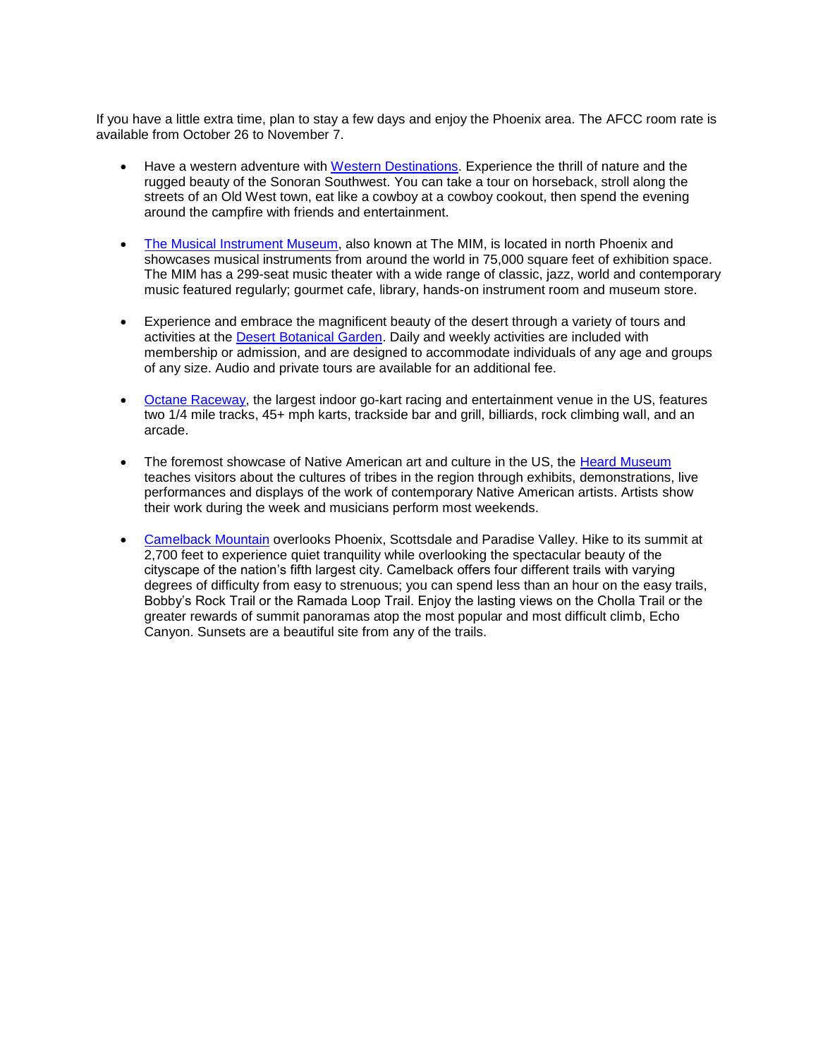If you have a little extra time, plan to stay a few days and enjoy the Phoenix area. The AFCC room rate is available from October 26 to November 7.

- Have a western adventure with Western Destinations. Experience the thrill of nature and the rugged beauty of the Sonoran Southwest. You can take a tour on horseback, stroll along the streets of an Old West town, eat like a cowboy at a cowboy cookout, then spend the evening around the campfire with friends and entertainment.

- The Musical Instrument Museum, also known at The MIM, is located in north Phoenix and showcases musical instruments from around the world in 75,000 square feet of exhibition space. The MIM has a 299-seat music theater with a wide range of classic, jazz, world and contemporary music featured regularly; gourmet cafe, library, hands-on instrument room and museum store.

- Experience and embrace the magnificent beauty of the desert through a variety of tours and activities at the Desert Botanical Garden. Daily and weekly activities are included with membership or admission, and are designed to accommodate individuals of any age and groups of any size. Audio and private tours are available for an additional fee.

- Octane Raceway, the largest indoor go-kart racing and entertainment venue in the US, features two 1/4 mile tracks, 45+ mph karts, trackside bar and grill, billiards, rock climbing wall, and an arcade.

- The foremost showcase of Native American art and culture in the US, the Heard Museum teaches visitors about the cultures of tribes in the region through exhibits, demonstrations, live performances and displays of the work of contemporary Native American artists. Artists show their work during the week and musicians perform most weekends.

- Camelback Mountain overlooks Phoenix, Scottsdale and Paradise Valley. Hike to its summit at 2,700 feet to experience quiet tranquility while overlooking the spectacular beauty of the cityscape of the nation's fifth largest city. Camelback offers four different trails with varying degrees of difficulty from easy to strenuous; you can spend less than an hour on the easy trails, Bobby's Rock Trail or the Ramada Loop Trail. Enjoy the lasting views on the Cholla Trail or the greater rewards of summit panoramas atop the most popular and most difficult climb, Echo Canyon. Sunsets are a beautiful site from any of the trails.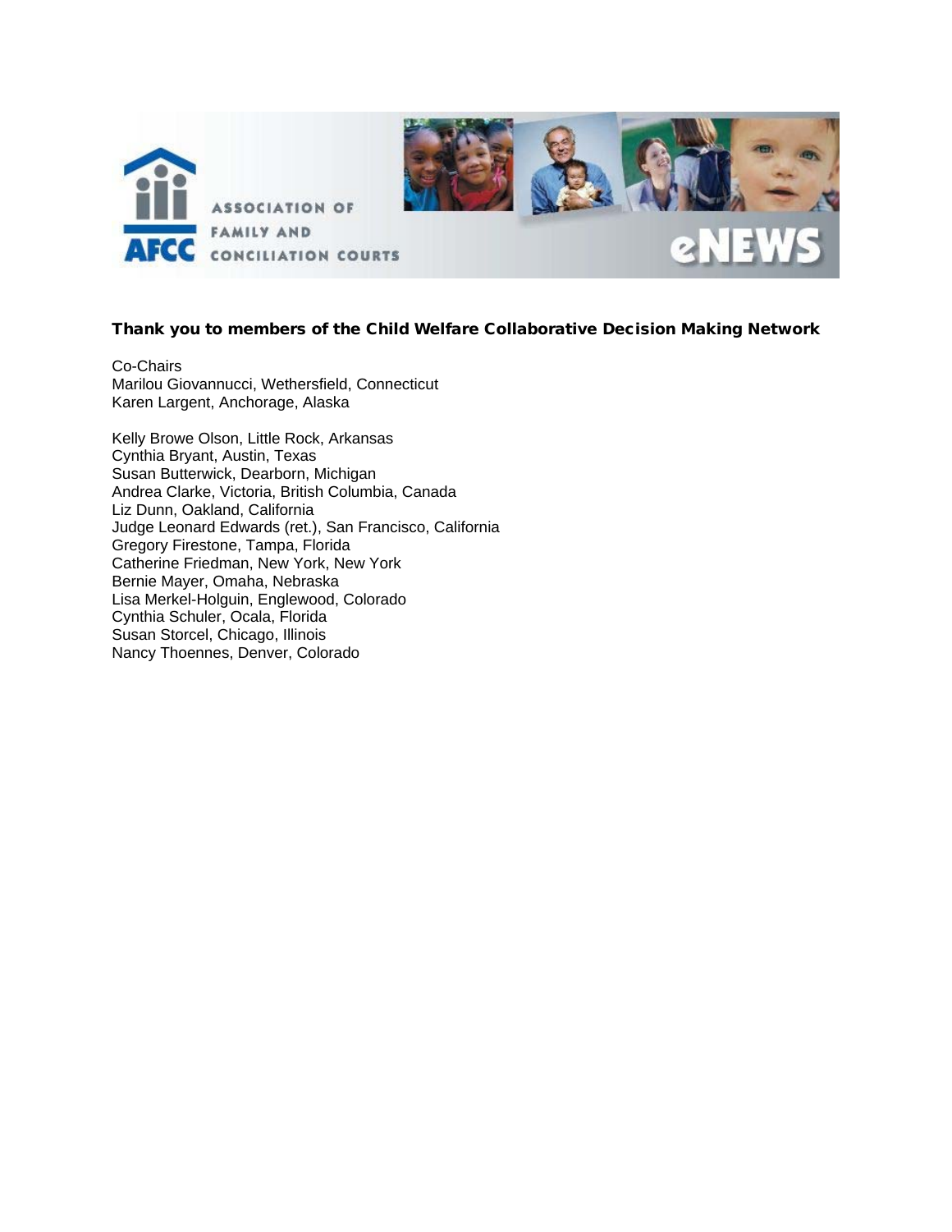**Thank you to members of the Child Welfare Collaborative Decision Making Network**

Co-Chairs
Marilou Giovannucci, Wethersfield, Connecticut
Karen Largent, Anchorage, Alaska

Kelly Browe Olson, Little Rock, Arkansas
Cynthia Bryant, Austin, Texas
Susan Butterwick, Dearborn, Michigan
Andrea Clarke, Victoria, British Columbia, Canada
Liz Dunn, Oakland, California
Judge Leonard Edwards (ret.), San Francisco, California
Gregory Firestone, Tampa, Florida
Catherine Friedman, New York, New York
Bernie Mayer, Omaha, Nebraska
Lisa Merkel-Holguin, Englewood, Colorado
Cynthia Schuler, Ocala, Florida
Susan Storcel, Chicago, Illinois
Nancy Thoennes, Denver, Colorado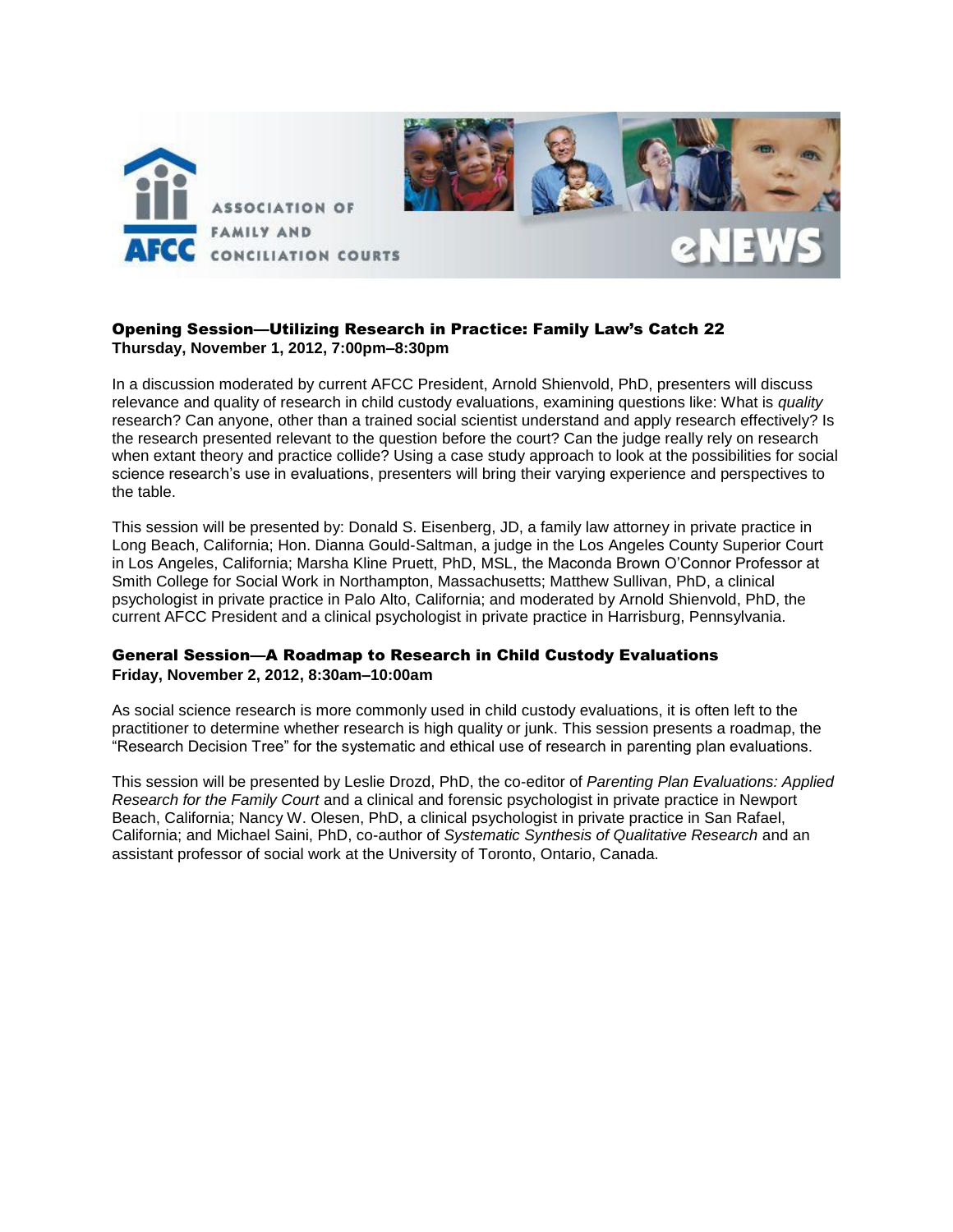ASSOCIATION OF FAMILY AND CONCILIATION COURTS

AFCC eNEWS

### Opening Session—Utilizing Research in Practice: Family Law's Catch 22
**Thursday, November 1, 2012, 7:00pm–8:30pm**

In a discussion moderated by current AFCC President, Arnold Shienvold, PhD, presenters will discuss relevance and quality of research in child custody evaluations, examining questions like: What is *quality* research? Can anyone, other than a trained social scientist understand and apply research effectively? Is the research presented relevant to the question before the court? Can the judge really rely on research when extant theory and practice collide? Using a case study approach to look at the possibilities for social science research's use in evaluations, presenters will bring their varying experience and perspectives to the table.

This session will be presented by: Donald S. Eisenberg, JD, a family law attorney in private practice in Long Beach, California; Hon. Dianna Gould-Saltman, a judge in the Los Angeles County Superior Court in Los Angeles, California; Marsha Kline Pruett, PhD, MSL, the Maconda Brown O'Connor Professor at Smith College for Social Work in Northampton, Massachusetts; Matthew Sullivan, PhD, a clinical psychologist in private practice in Palo Alto, California; and moderated by Arnold Shienvold, PhD, the current AFCC President and a clinical psychologist in private practice in Harrisburg, Pennsylvania.

### General Session—A Roadmap to Research in Child Custody Evaluations
**Friday, November 2, 2012, 8:30am–10:00am**

As social science research is more commonly used in child custody evaluations, it is often left to the practitioner to determine whether research is high quality or junk. This session presents a roadmap, the "Research Decision Tree" for the systematic and ethical use of research in parenting plan evaluations.

This session will be presented by Leslie Drozd, PhD, the co-editor of *Parenting Plan Evaluations: Applied Research for the Family Court* and a clinical and forensic psychologist in private practice in Newport Beach, California; Nancy W. Olesen, PhD, a clinical psychologist in private practice in San Rafael, California; and Michael Saini, PhD, co-author of *Systematic Synthesis of Qualitative Research* and an assistant professor of social work at the University of Toronto, Ontario, Canada.